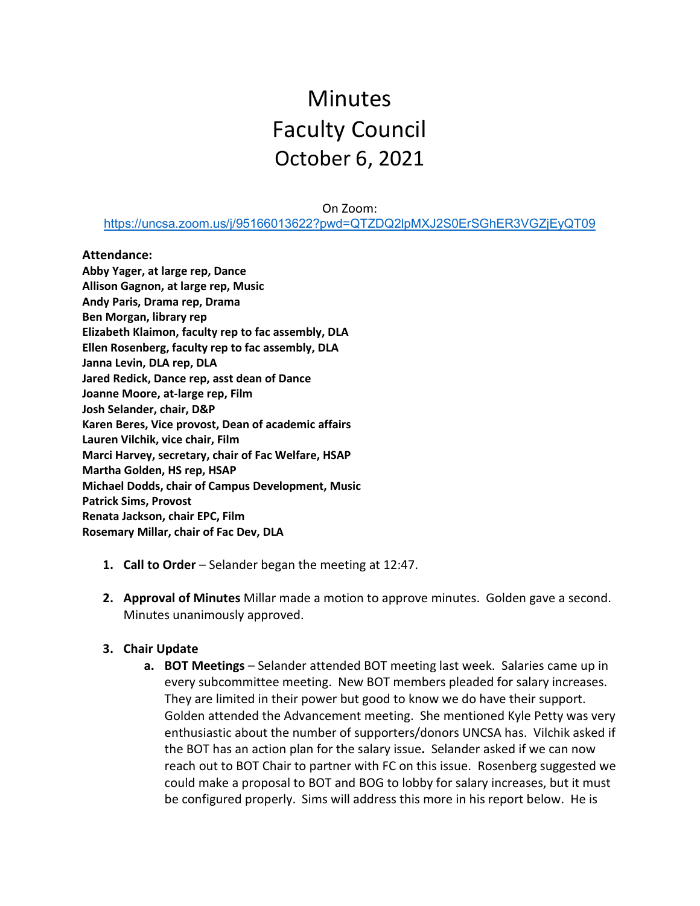# Minutes
# Faculty Council
# October 6, 2021

On Zoom:
https://uncsa.zoom.us/j/95166013622?pwd=QTZDQ2lpMXJ2S0ErSGhER3VGZjEyQT09

**Attendance:**
**Abby Yager, at large rep, Dance**
**Allison Gagnon, at large rep, Music**
**Andy Paris, Drama rep, Drama**
**Ben Morgan, library rep**
**Elizabeth Klaimon, faculty rep to fac assembly, DLA**
**Ellen Rosenberg, faculty rep to fac assembly, DLA**
**Janna Levin, DLA rep, DLA**
**Jared Redick, Dance rep, asst dean of Dance**
**Joanne Moore, at-large rep, Film**
**Josh Selander, chair, D&P**
**Karen Beres, Vice provost, Dean of academic affairs**
**Lauren Vilchik, vice chair, Film**
**Marci Harvey, secretary, chair of Fac Welfare, HSAP**
**Martha Golden, HS rep, HSAP**
**Michael Dodds, chair of Campus Development, Music**
**Patrick Sims, Provost**
**Renata Jackson, chair EPC, Film**
**Rosemary Millar, chair of Fac Dev, DLA**

1. **Call to Order** – Selander began the meeting at 12:47.

2. **Approval of Minutes** Millar made a motion to approve minutes. Golden gave a second. Minutes unanimously approved.

3. **Chair Update**
   a. **BOT Meetings** – Selander attended BOT meeting last week. Salaries came up in every subcommittee meeting. New BOT members pleaded for salary increases. They are limited in their power but good to know we do have their support. Golden attended the Advancement meeting. She mentioned Kyle Petty was very enthusiastic about the number of supporters/donors UNCSA has. Vilchik asked if the BOT has an action plan for the salary issue**.** Selander asked if we can now reach out to BOT Chair to partner with FC on this issue. Rosenberg suggested we could make a proposal to BOT and BOG to lobby for salary increases, but it must be configured properly. Sims will address this more in his report below. He is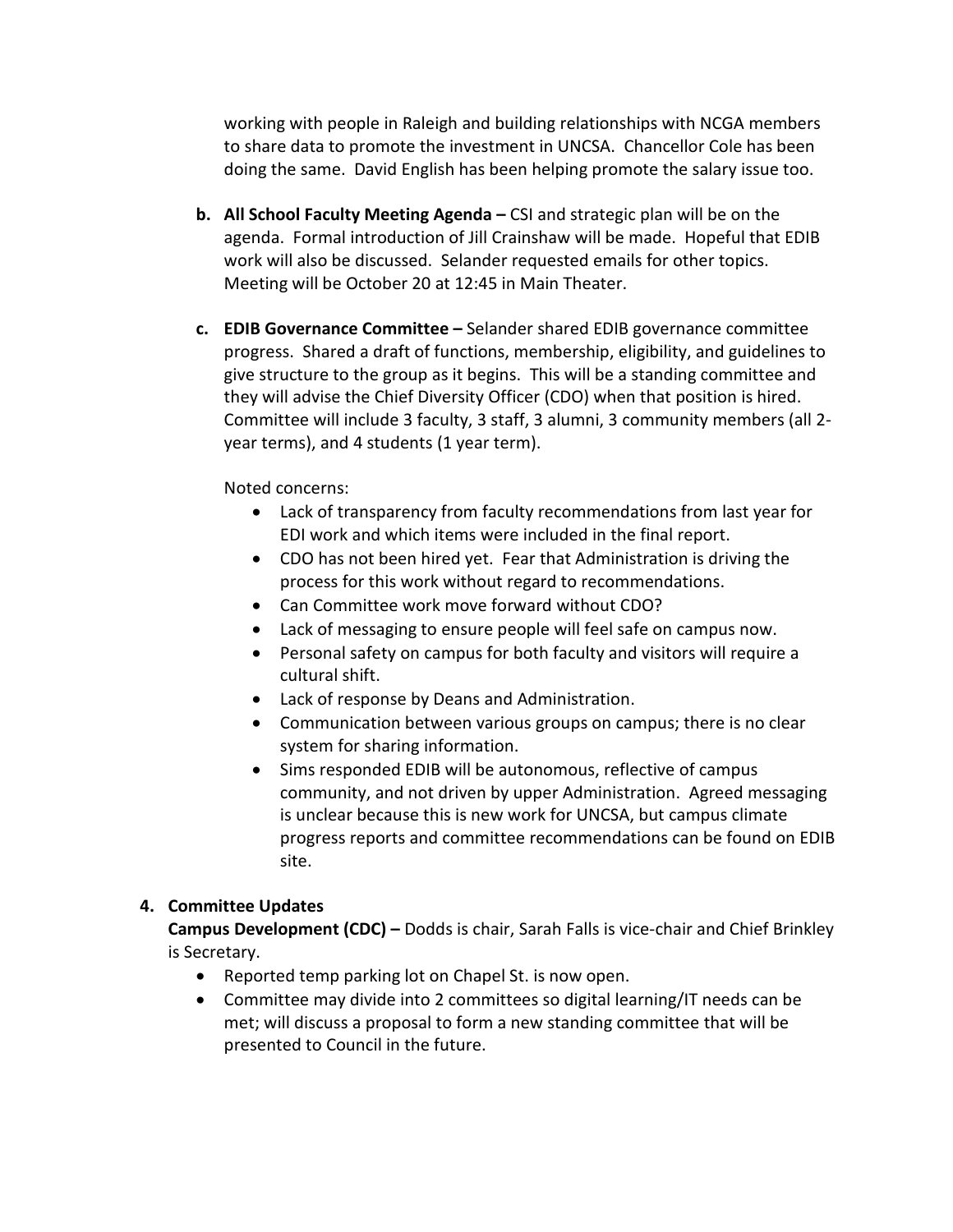working with people in Raleigh and building relationships with NCGA members to share data to promote the investment in UNCSA. Chancellor Cole has been doing the same. David English has been helping promote the salary issue too.

b. **All School Faculty Meeting Agenda –** CSI and strategic plan will be on the agenda. Formal introduction of Jill Crainshaw will be made. Hopeful that EDIB work will also be discussed. Selander requested emails for other topics. Meeting will be October 20 at 12:45 in Main Theater.

c. **EDIB Governance Committee –** Selander shared EDIB governance committee progress. Shared a draft of functions, membership, eligibility, and guidelines to give structure to the group as it begins. This will be a standing committee and they will advise the Chief Diversity Officer (CDO) when that position is hired. Committee will include 3 faculty, 3 staff, 3 alumni, 3 community members (all 2-year terms), and 4 students (1 year term).

   Noted concerns:

   - Lack of transparency from faculty recommendations from last year for EDI work and which items were included in the final report.
   - CDO has not been hired yet. Fear that Administration is driving the process for this work without regard to recommendations.
   - Can Committee work move forward without CDO?
   - Lack of messaging to ensure people will feel safe on campus now.
   - Personal safety on campus for both faculty and visitors will require a cultural shift.
   - Lack of response by Deans and Administration.
   - Communication between various groups on campus; there is no clear system for sharing information.
   - Sims responded EDIB will be autonomous, reflective of campus community, and not driven by upper Administration. Agreed messaging is unclear because this is new work for UNCSA, but campus climate progress reports and committee recommendations can be found on EDIB site.

4. **Committee Updates**

   **Campus Development (CDC) –** Dodds is chair, Sarah Falls is vice-chair and Chief Brinkley is Secretary.

   - Reported temp parking lot on Chapel St. is now open.
   - Committee may divide into 2 committees so digital learning/IT needs can be met; will discuss a proposal to form a new standing committee that will be presented to Council in the future.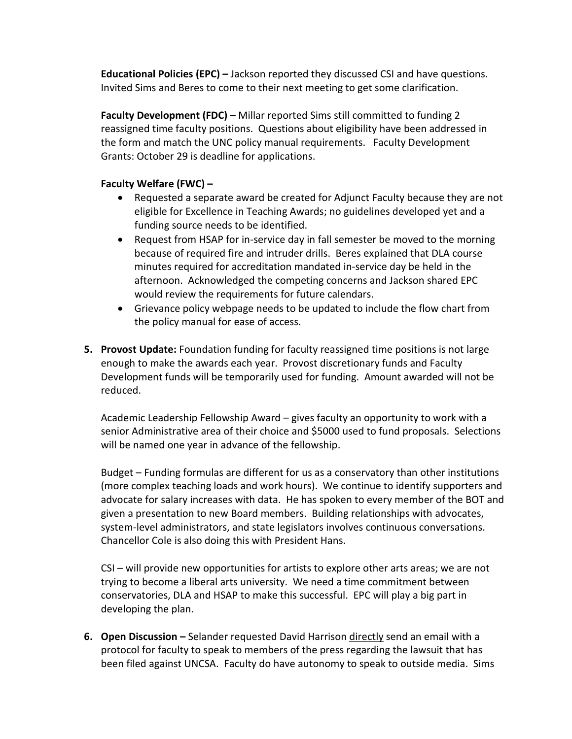**Educational Policies (EPC) –** Jackson reported they discussed CSI and have questions. Invited Sims and Beres to come to their next meeting to get some clarification.

**Faculty Development (FDC) –** Millar reported Sims still committed to funding 2 reassigned time faculty positions. Questions about eligibility have been addressed in the form and match the UNC policy manual requirements. Faculty Development Grants: October 29 is deadline for applications.

**Faculty Welfare (FWC) –**

- Requested a separate award be created for Adjunct Faculty because they are not eligible for Excellence in Teaching Awards; no guidelines developed yet and a funding source needs to be identified.
- Request from HSAP for in-service day in fall semester be moved to the morning because of required fire and intruder drills. Beres explained that DLA course minutes required for accreditation mandated in-service day be held in the afternoon. Acknowledged the competing concerns and Jackson shared EPC would review the requirements for future calendars.
- Grievance policy webpage needs to be updated to include the flow chart from the policy manual for ease of access.

5. **Provost Update:** Foundation funding for faculty reassigned time positions is not large enough to make the awards each year. Provost discretionary funds and Faculty Development funds will be temporarily used for funding. Amount awarded will not be reduced.

   Academic Leadership Fellowship Award – gives faculty an opportunity to work with a senior Administrative area of their choice and $5000 used to fund proposals. Selections will be named one year in advance of the fellowship.

   Budget – Funding formulas are different for us as a conservatory than other institutions (more complex teaching loads and work hours). We continue to identify supporters and advocate for salary increases with data. He has spoken to every member of the BOT and given a presentation to new Board members. Building relationships with advocates, system-level administrators, and state legislators involves continuous conversations. Chancellor Cole is also doing this with President Hans.

   CSI – will provide new opportunities for artists to explore other arts areas; we are not trying to become a liberal arts university. We need a time commitment between conservatories, DLA and HSAP to make this successful. EPC will play a big part in developing the plan.

6. **Open Discussion –** Selander requested David Harrison <u>directly</u> send an email with a protocol for faculty to speak to members of the press regarding the lawsuit that has been filed against UNCSA. Faculty do have autonomy to speak to outside media. Sims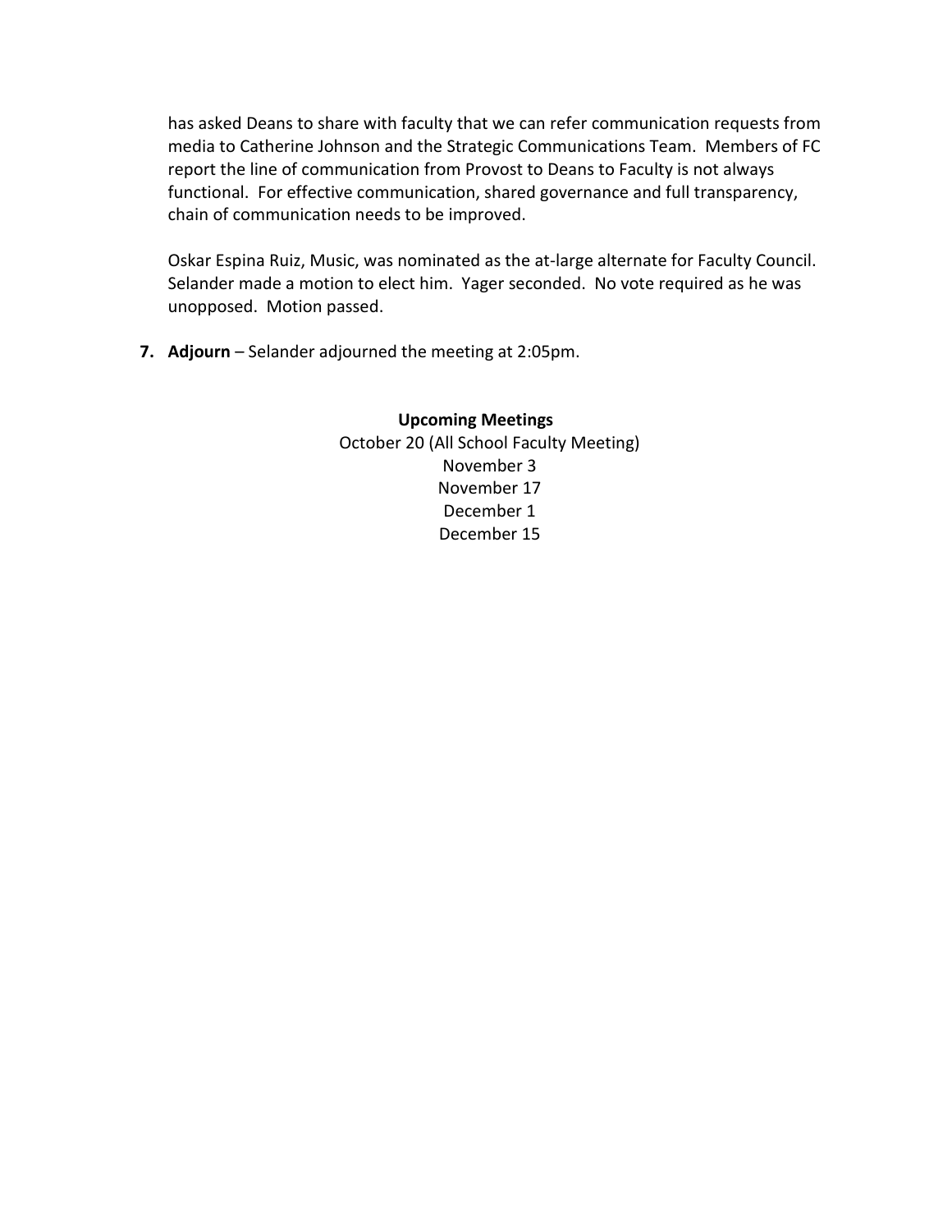has asked Deans to share with faculty that we can refer communication requests from media to Catherine Johnson and the Strategic Communications Team. Members of FC report the line of communication from Provost to Deans to Faculty is not always functional. For effective communication, shared governance and full transparency, chain of communication needs to be improved.

Oskar Espina Ruiz, Music, was nominated as the at-large alternate for Faculty Council. Selander made a motion to elect him. Yager seconded. No vote required as he was unopposed. Motion passed.

7. **Adjourn** – Selander adjourned the meeting at 2:05pm.

**Upcoming Meetings**

October 20 (All School Faculty Meeting)
November 3
November 17
December 1
December 15